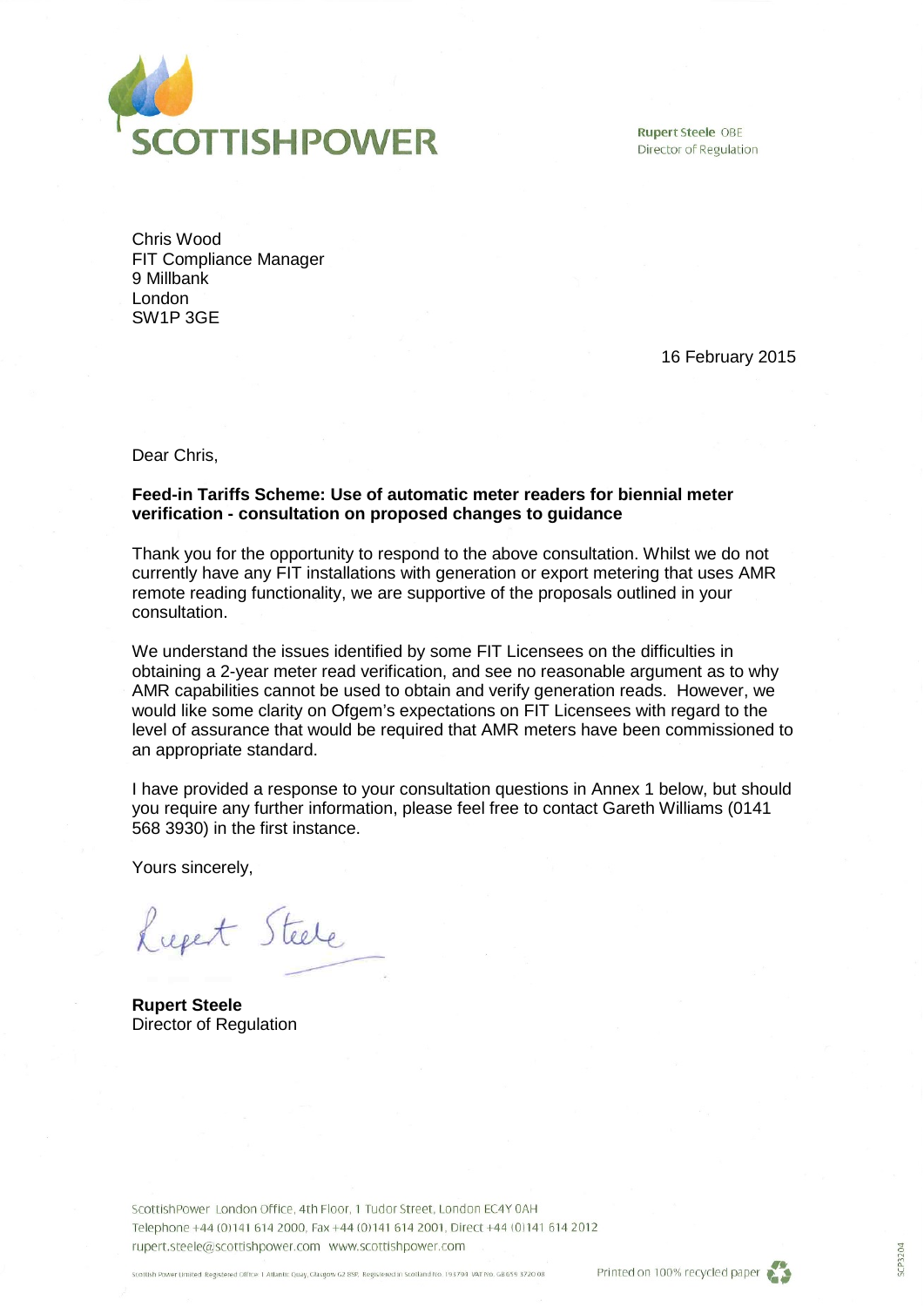**SCOTTISHPOWER**

Rupert Steele OBE
Director of Regulation

Chris Wood
FIT Compliance Manager
9 Millbank
London
SW1P 3GE

16 February 2015

Dear Chris,

**Feed-in Tariffs Scheme: Use of automatic meter readers for biennial meter verification - consultation on proposed changes to guidance**

Thank you for the opportunity to respond to the above consultation. Whilst we do not currently have any FIT installations with generation or export metering that uses AMR remote reading functionality, we are supportive of the proposals outlined in your consultation.

We understand the issues identified by some FIT Licensees on the difficulties in obtaining a 2-year meter read verification, and see no reasonable argument as to why AMR capabilities cannot be used to obtain and verify generation reads. However, we would like some clarity on Ofgem's expectations on FIT Licensees with regard to the level of assurance that would be required that AMR meters have been commissioned to an appropriate standard.

I have provided a response to your consultation questions in Annex 1 below, but should you require any further information, please feel free to contact Gareth Williams (0141 568 3930) in the first instance.

Yours sincerely,

Rupert Steele

**Rupert Steele**
Director of Regulation

ScottishPower London Office, 4th Floor, 1 Tudor Street, London EC4Y 0AH
Telephone +44 (0)141 614 2000, Fax +44 (0)141 614 2001, Direct +44 (0)141 614 2012
rupert.steele@scottishpower.com www.scottishpower.com

Scottish Power Limited Registered Office 1 Atlantic Quay, Glasgow G2 8SP. Registered in Scotland No. 193794 VAT No. GB 659 3720 08

Printed on 100% recycled paper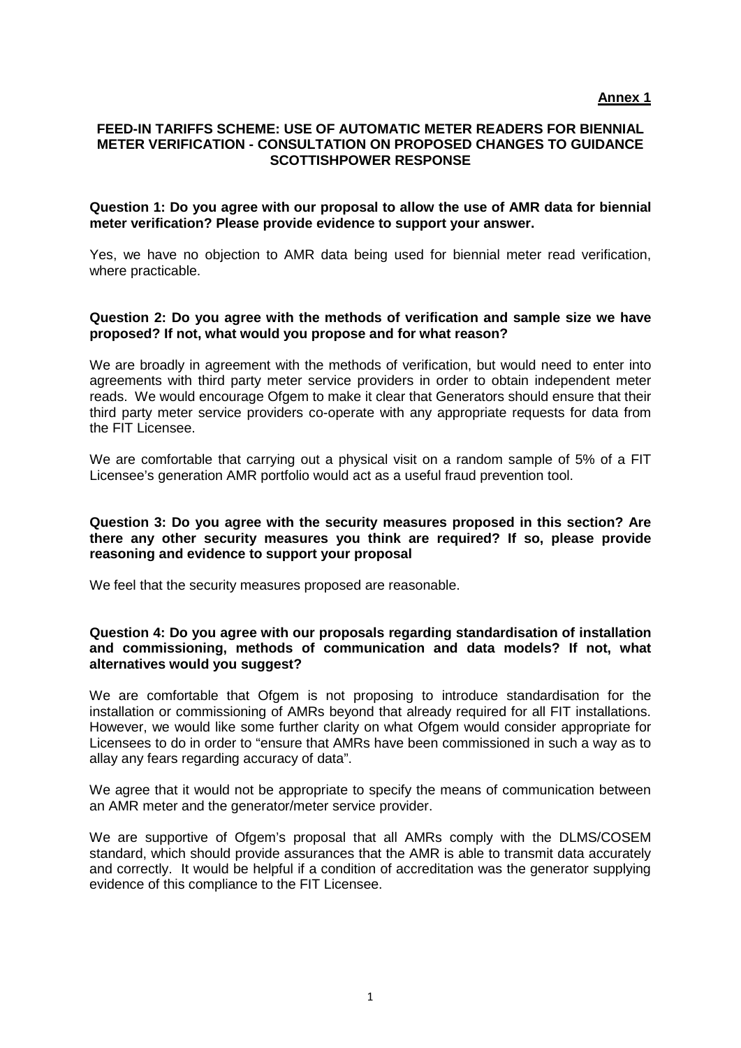**Annex 1**

## FEED-IN TARIFFS SCHEME: USE OF AUTOMATIC METER READERS FOR BIENNIAL METER VERIFICATION - CONSULTATION ON PROPOSED CHANGES TO GUIDANCE SCOTTISHPOWER RESPONSE

**Question 1: Do you agree with our proposal to allow the use of AMR data for biennial meter verification? Please provide evidence to support your answer.**

Yes, we have no objection to AMR data being used for biennial meter read verification, where practicable.

**Question 2: Do you agree with the methods of verification and sample size we have proposed? If not, what would you propose and for what reason?**

We are broadly in agreement with the methods of verification, but would need to enter into agreements with third party meter service providers in order to obtain independent meter reads. We would encourage Ofgem to make it clear that Generators should ensure that their third party meter service providers co-operate with any appropriate requests for data from the FIT Licensee.

We are comfortable that carrying out a physical visit on a random sample of 5% of a FIT Licensee's generation AMR portfolio would act as a useful fraud prevention tool.

**Question 3: Do you agree with the security measures proposed in this section? Are there any other security measures you think are required? If so, please provide reasoning and evidence to support your proposal**

We feel that the security measures proposed are reasonable.

**Question 4: Do you agree with our proposals regarding standardisation of installation and commissioning, methods of communication and data models? If not, what alternatives would you suggest?**

We are comfortable that Ofgem is not proposing to introduce standardisation for the installation or commissioning of AMRs beyond that already required for all FIT installations. However, we would like some further clarity on what Ofgem would consider appropriate for Licensees to do in order to "ensure that AMRs have been commissioned in such a way as to allay any fears regarding accuracy of data".

We agree that it would not be appropriate to specify the means of communication between an AMR meter and the generator/meter service provider.

We are supportive of Ofgem's proposal that all AMRs comply with the DLMS/COSEM standard, which should provide assurances that the AMR is able to transmit data accurately and correctly. It would be helpful if a condition of accreditation was the generator supplying evidence of this compliance to the FIT Licensee.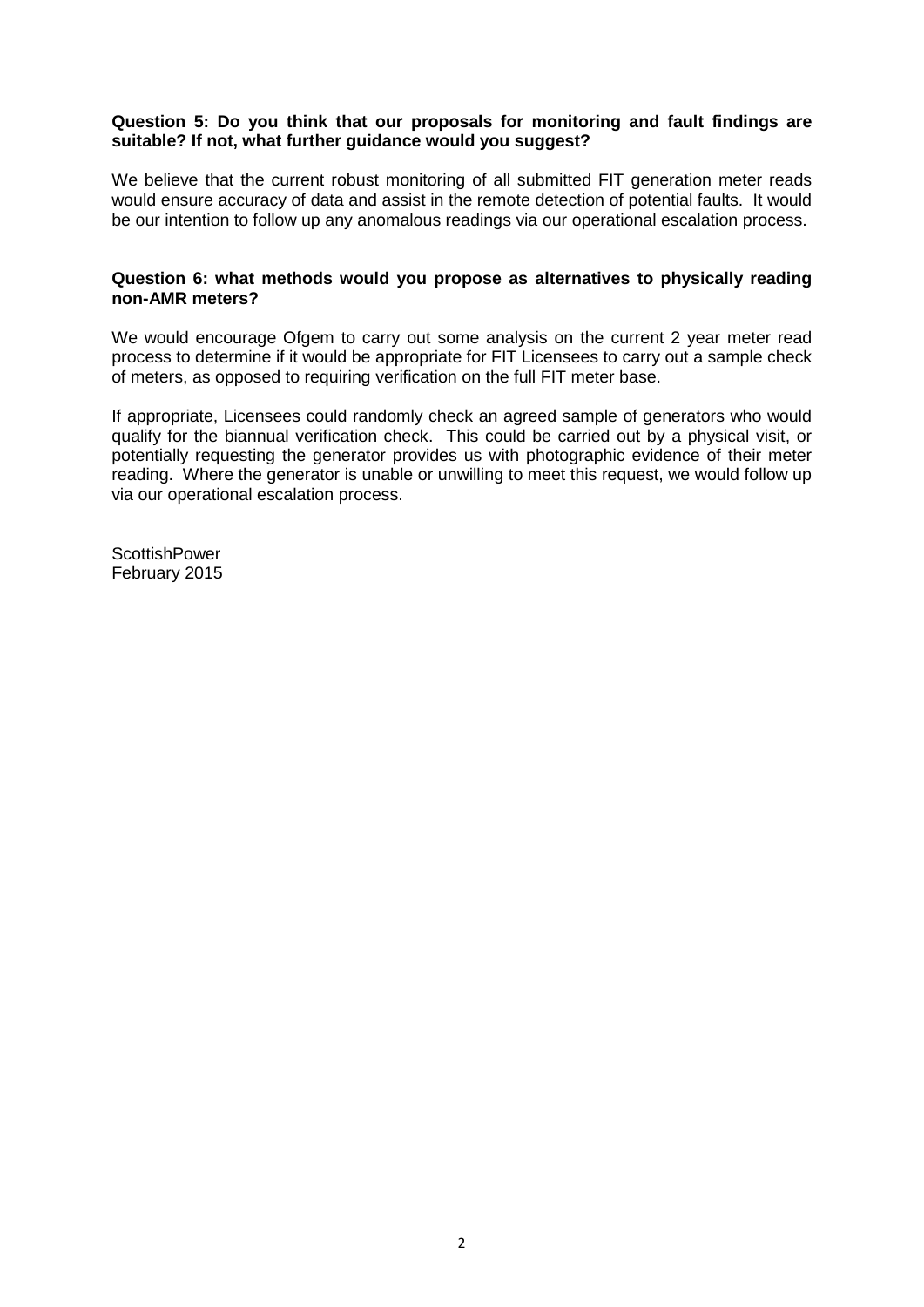**Question 5: Do you think that our proposals for monitoring and fault findings are suitable? If not, what further guidance would you suggest?**

We believe that the current robust monitoring of all submitted FIT generation meter reads would ensure accuracy of data and assist in the remote detection of potential faults. It would be our intention to follow up any anomalous readings via our operational escalation process.

**Question 6: what methods would you propose as alternatives to physically reading non-AMR meters?**

We would encourage Ofgem to carry out some analysis on the current 2 year meter read process to determine if it would be appropriate for FIT Licensees to carry out a sample check of meters, as opposed to requiring verification on the full FIT meter base.

If appropriate, Licensees could randomly check an agreed sample of generators who would qualify for the biannual verification check. This could be carried out by a physical visit, or potentially requesting the generator provides us with photographic evidence of their meter reading. Where the generator is unable or unwilling to meet this request, we would follow up via our operational escalation process.

ScottishPower
February 2015